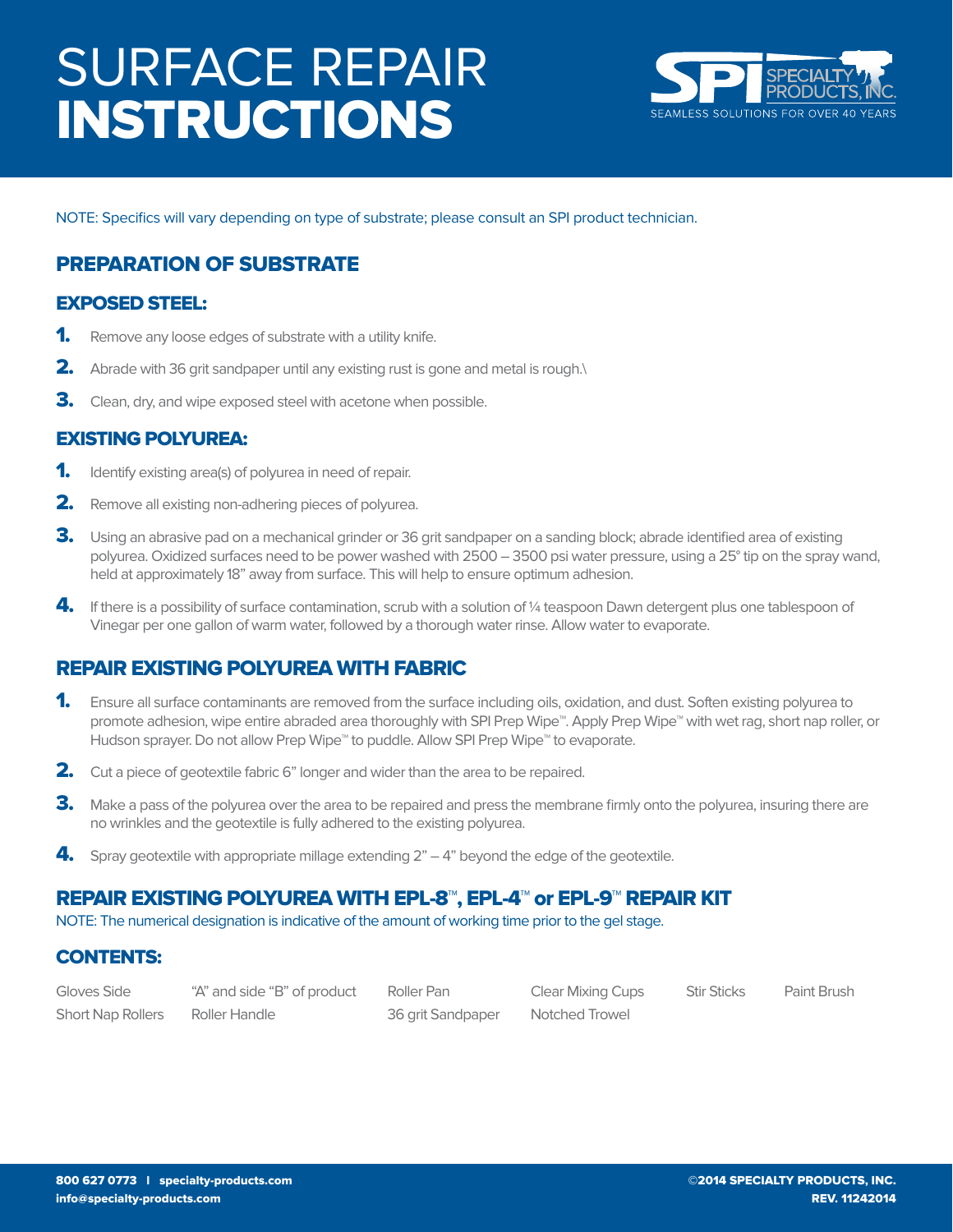# SURFACE REPAIR **INSTRUCTIONS**

SPI SPECIALTY PRODUCTS, INC.
SEAMLESS SOLUTIONS FOR OVER 40 YEARS

NOTE: Specifics will vary depending on type of substrate; please consult an SPI product technician.

## PREPARATION OF SUBSTRATE

### EXPOSED STEEL:

1. Remove any loose edges of substrate with a utility knife.
2. Abrade with 36 grit sandpaper until any existing rust is gone and metal is rough.\
3. Clean, dry, and wipe exposed steel with acetone when possible.

### EXISTING POLYUREA:

1. Identify existing area(s) of polyurea in need of repair.
2. Remove all existing non-adhering pieces of polyurea.
3. Using an abrasive pad on a mechanical grinder or 36 grit sandpaper on a sanding block; abrade identified area of existing polyurea. Oxidized surfaces need to be power washed with 2500 – 3500 psi water pressure, using a 25° tip on the spray wand, held at approximately 18" away from surface. This will help to ensure optimum adhesion.
4. If there is a possibility of surface contamination, scrub with a solution of ¼ teaspoon Dawn detergent plus one tablespoon of Vinegar per one gallon of warm water, followed by a thorough water rinse. Allow water to evaporate.

## REPAIR EXISTING POLYUREA WITH FABRIC

1. Ensure all surface contaminants are removed from the surface including oils, oxidation, and dust. Soften existing polyurea to promote adhesion, wipe entire abraded area thoroughly with SPI Prep Wipe™. Apply Prep Wipe™ with wet rag, short nap roller, or Hudson sprayer. Do not allow Prep Wipe™ to puddle. Allow SPI Prep Wipe™ to evaporate.
2. Cut a piece of geotextile fabric 6" longer and wider than the area to be repaired.
3. Make a pass of the polyurea over the area to be repaired and press the membrane firmly onto the polyurea, insuring there are no wrinkles and the geotextile is fully adhered to the existing polyurea.
4. Spray geotextile with appropriate millage extending 2" – 4" beyond the edge of the geotextile.

## REPAIR EXISTING POLYUREA WITH EPL-8™, EPL-4™ or EPL-9™ REPAIR KIT

NOTE: The numerical designation is indicative of the amount of working time prior to the gel stage.

### CONTENTS:

| | | | | | |
|---|---|---|---|---|---|
| Gloves Side | "A" and side "B" of product | Roller Pan | Clear Mixing Cups | Stir Sticks | Paint Brush |
| Short Nap Rollers | Roller Handle | 36 grit Sandpaper | Notched Trowel | | |

800 627 0773 | specialty-products.com
info@specialty-products.com

©2014 SPECIALTY PRODUCTS, INC.
REV. 11242014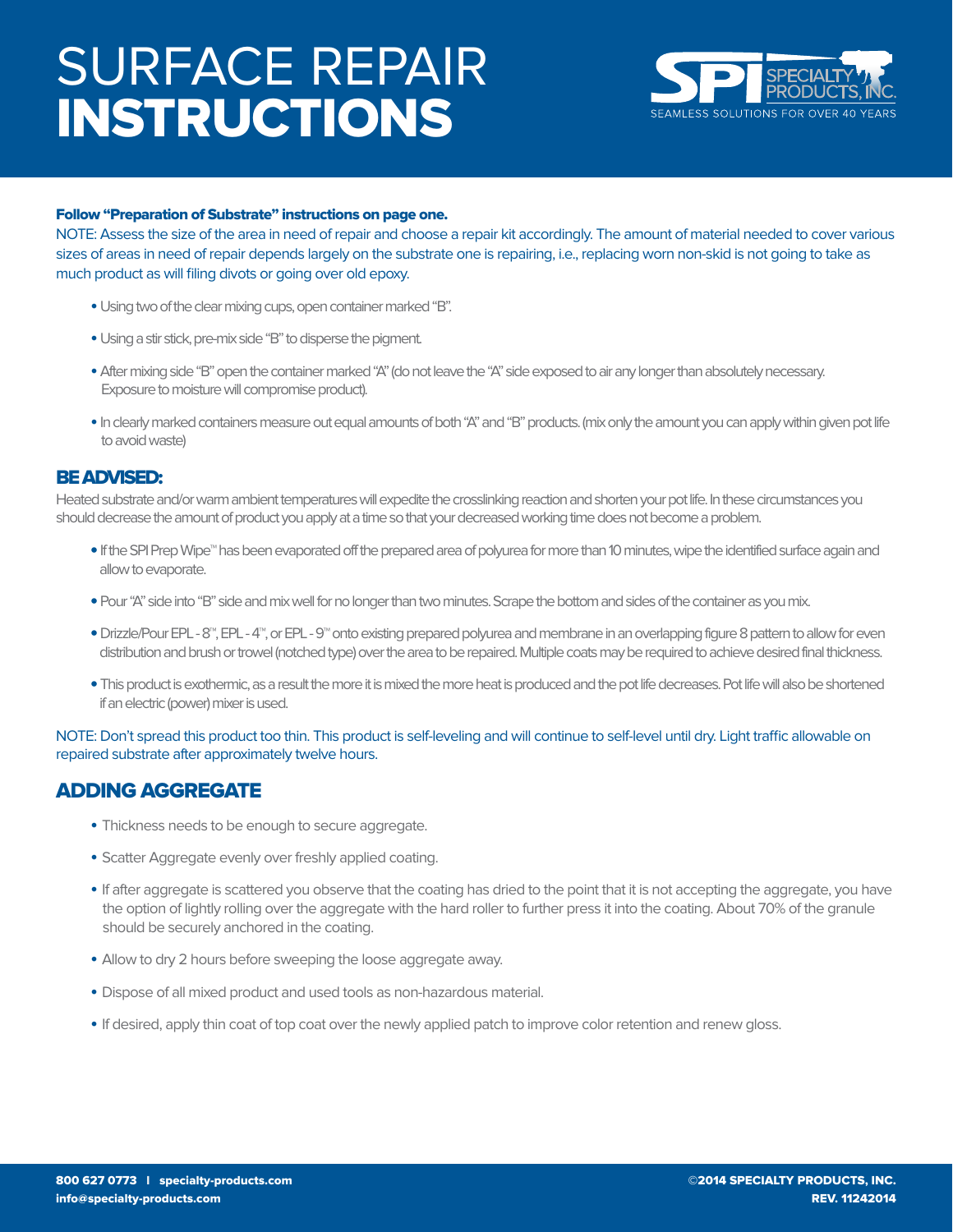# SURFACE REPAIR **INSTRUCTIONS**

**Follow "Preparation of Substrate" instructions on page one.**

NOTE: Assess the size of the area in need of repair and choose a repair kit accordingly. The amount of material needed to cover various sizes of areas in need of repair depends largely on the substrate one is repairing, i.e., replacing worn non-skid is not going to take as much product as will filing divots or going over old epoxy.

- Using two of the clear mixing cups, open container marked "B".
- Using a stir stick, pre-mix side "B" to disperse the pigment.
- After mixing side "B" open the container marked "A" (do not leave the "A" side exposed to air any longer than absolutely necessary. Exposure to moisture will compromise product).
- In clearly marked containers measure out equal amounts of both "A" and "B" products. (mix only the amount you can apply within given pot life to avoid waste)

## BE ADVISED:

Heated substrate and/or warm ambient temperatures will expedite the crosslinking reaction and shorten your pot life. In these circumstances you should decrease the amount of product you apply at a time so that your decreased working time does not become a problem.

- If the SPI Prep Wipe™ has been evaporated off the prepared area of polyurea for more than 10 minutes, wipe the identified surface again and allow to evaporate.
- Pour "A" side into "B" side and mix well for no longer than two minutes. Scrape the bottom and sides of the container as you mix.
- Drizzle/Pour EPL - 8™, EPL - 4™, or EPL - 9™ onto existing prepared polyurea and membrane in an overlapping figure 8 pattern to allow for even distribution and brush or trowel (notched type) over the area to be repaired. Multiple coats may be required to achieve desired final thickness.
- This product is exothermic, as a result the more it is mixed the more heat is produced and the pot life decreases. Pot life will also be shortened if an electric (power) mixer is used.

NOTE: Don't spread this product too thin. This product is self-leveling and will continue to self-level until dry. Light traffic allowable on repaired substrate after approximately twelve hours.

## ADDING AGGREGATE

- Thickness needs to be enough to secure aggregate.
- Scatter Aggregate evenly over freshly applied coating.
- If after aggregate is scattered you observe that the coating has dried to the point that it is not accepting the aggregate, you have the option of lightly rolling over the aggregate with the hard roller to further press it into the coating. About 70% of the granule should be securely anchored in the coating.
- Allow to dry 2 hours before sweeping the loose aggregate away.
- Dispose of all mixed product and used tools as non-hazardous material.
- If desired, apply thin coat of top coat over the newly applied patch to improve color retention and renew gloss.

**800 627 0773 | specialty-products.com**
**info@specialty-products.com**

**©2014 SPECIALTY PRODUCTS, INC.**
**REV. 11242014**